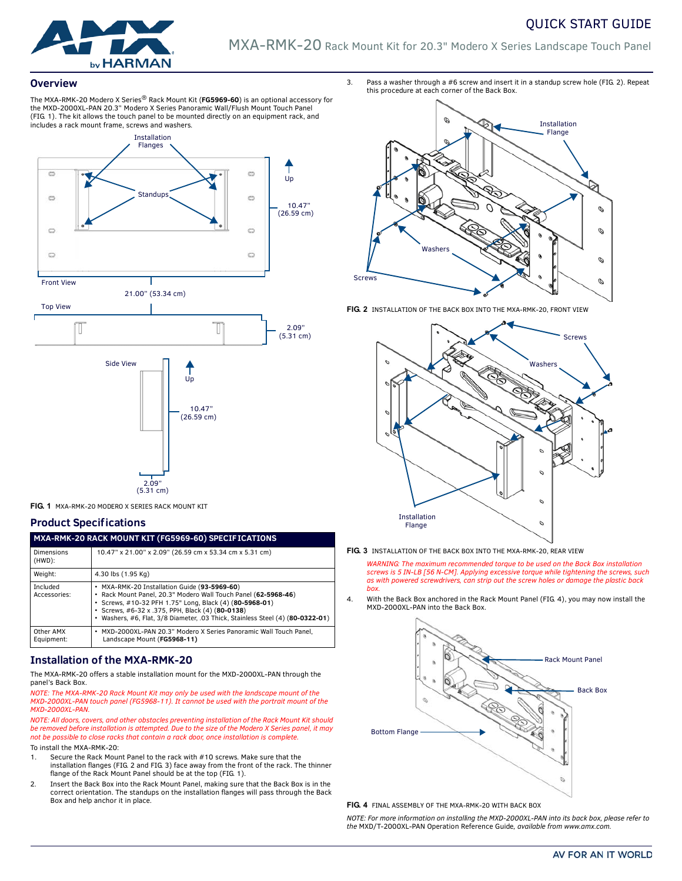# MXA-RMK-20 Rack Mount Kit for 20.3" Modero X Series Landscape Touch Panel

QUICK START GUIDE

## Overview

The MXA-RMK-20 Modero X Series® Rack Mount Kit (**FG5969-60**) is an optional accessory for the MXD-2000XL-PAN 20.3" Modero X Series Panoramic Wall/Flush Mount Touch Panel (FIG. 1). The kit allows the touch panel to be mounted directly on an equipment rack, and includes a rack mount frame, screws and washers.

**FIG. 1** MXA-RMK-20 MODERO X SERIES RACK MOUNT KIT

## Product Specifications

| MXA-RMK-20 RACK MOUNT KIT (FG5969-60) SPECIFICATIONS | |
|---|---|
| Dimensions (HWD): | 10.47" x 21.00" x 2.09" (26.59 cm x 53.34 cm x 5.31 cm) |
| Weight: | 4.30 lbs (1.95 Kg) |
| Included Accessories: | • MXA-RMK-20 Installation Guide (**93-5969-60**)<br>• Rack Mount Panel, 20.3" Modero Wall Touch Panel (**62-5968-46**)<br>• Screws, #10-32 PFH 1.75" Long, Black (4) (**80-5968-01**)<br>• Screws, #6-32 x .375, PPH, Black (4) (**80-0138**)<br>• Washers, #6, Flat, 3/8 Diameter, .03 Thick, Stainless Steel (4) (**80-0322-01**) |
| Other AMX Equipment: | • MXD-2000XL-PAN 20.3" Modero X Series Panoramic Wall Touch Panel, Landscape Mount (**FG5968-11**) |

## Installation of the MXA-RMK-20

The MXA-RMK-20 offers a stable installation mount for the MXD-2000XL-PAN through the panel's Back Box.

*NOTE: The MXA-RMK-20 Rack Mount Kit may only be used with the landscape mount of the MXD-2000XL-PAN touch panel (FG5968-11). It cannot be used with the portrait mount of the MXD-2000XL-PAN.*

*NOTE: All doors, covers, and other obstacles preventing installation of the Rack Mount Kit should be removed before installation is attempted. Due to the size of the Modero X Series panel, it may not be possible to close racks that contain a rack door, once installation is complete.*

To install the MXA-RMK-20:

1. Secure the Rack Mount Panel to the rack with #10 screws. Make sure that the installation flanges (FIG. 2 and FIG. 3) face away from the front of the rack. The thinner flange of the Rack Mount Panel should be at the top (FIG. 1).
2. Insert the Back Box into the Rack Mount Panel, making sure that the Back Box is in the correct orientation. The standups on the installation flanges will pass through the Back Box and help anchor it in place.
3. Pass a washer through a #6 screw and insert it in a standup screw hole (FIG. 2). Repeat this procedure at each corner of the Back Box.

**FIG. 2** INSTALLATION OF THE BACK BOX INTO THE MXA-RMK-20, FRONT VIEW

**FIG. 3** INSTALLATION OF THE BACK BOX INTO THE MXA-RMK-20, REAR VIEW

*WARNING: The maximum recommended torque to be used on the Back Box installation screws is 5 IN-LB [56 N-CM]. Applying excessive torque while tightening the screws, such as with powered screwdrivers, can strip out the screw holes or damage the plastic back box.*

4. With the Back Box anchored in the Rack Mount Panel (FIG. 4), you may now install the MXD-2000XL-PAN into the Back Box.

**FIG. 4** FINAL ASSEMBLY OF THE MXA-RMK-20 WITH BACK BOX

*NOTE: For more information on installing the MXD-2000XL-PAN into its back box, please refer to the* MXD/T-2000XL-PAN Operation Reference Guide*, available from www.amx.com.*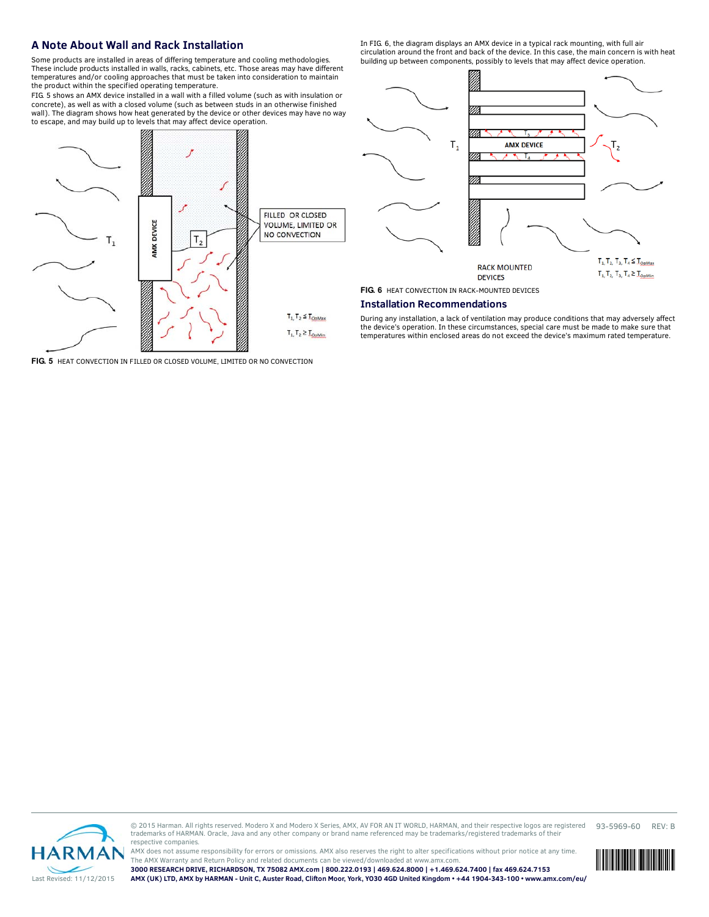## A Note About Wall and Rack Installation

Some products are installed in areas of differing temperature and cooling methodologies. These include products installed in walls, racks, cabinets, etc. Those areas may have different temperatures and/or cooling approaches that must be taken into consideration to maintain the product within the specified operating temperature.

FIG. 5 shows an AMX device installed in a wall with a filled volume (such as with insulation or concrete), as well as with a closed volume (such as between studs in an otherwise finished wall). The diagram shows how heat generated by the device or other devices may have no way to escape, and may build up to levels that may affect device operation.

AMX DEVICE

$T_1$

$T_2$

FILLED OR CLOSED VOLUME, LIMITED OR NO CONVECTION

$T_1, T_2 \leq T_{OpMax}$

$T_1, T_2 \geq T_{OpMin}$

**FIG. 5** HEAT CONVECTION IN FILLED OR CLOSED VOLUME, LIMITED OR NO CONVECTION

In FIG. 6, the diagram displays an AMX device in a typical rack mounting, with full air circulation around the front and back of the device. In this case, the main concern is with heat building up between components, possibly to levels that may affect device operation.

$T_1$

AMX DEVICE

$T_2$

$T_3$

$T_4$

RACK MOUNTED DEVICES

$T_1, T_2, T_3, T_4 \leq T_{OpMax}$

$T_1, T_2, T_3, T_4 \geq T_{OpMin}$

**FIG. 6** HEAT CONVECTION IN RACK-MOUNTED DEVICES

### Installation Recommendations

During any installation, a lack of ventilation may produce conditions that may adversely affect the device's operation. In these circumstances, special care must be made to make sure that temperatures within enclosed areas do not exceed the device's maximum rated temperature.

© 2015 Harman. All rights reserved. Modero X and Modero X Series, AMX, AV FOR AN IT WORLD, HARMAN, and their respective logos are registered trademarks of HARMAN. Oracle, Java and any other company or brand name referenced may be trademarks/registered trademarks of their respective companies.

AMX does not assume responsibility for errors or omissions. AMX also reserves the right to alter specifications without prior notice at any time. The AMX Warranty and Return Policy and related documents can be viewed/downloaded at www.amx.com.

**3000 RESEARCH DRIVE, RICHARDSON, TX 75082 AMX.com | 800.222.0193 | 469.624.8000 | +1.469.624.7400 | fax 469.624.7153**

**AMX (UK) LTD, AMX by HARMAN - Unit C, Auster Road, Clifton Moor, York, YO30 4GD United Kingdom • +44 1904-343-100 • www.amx.com/eu/**

93-5969-60 REV: B

Last Revised: 11/12/2015